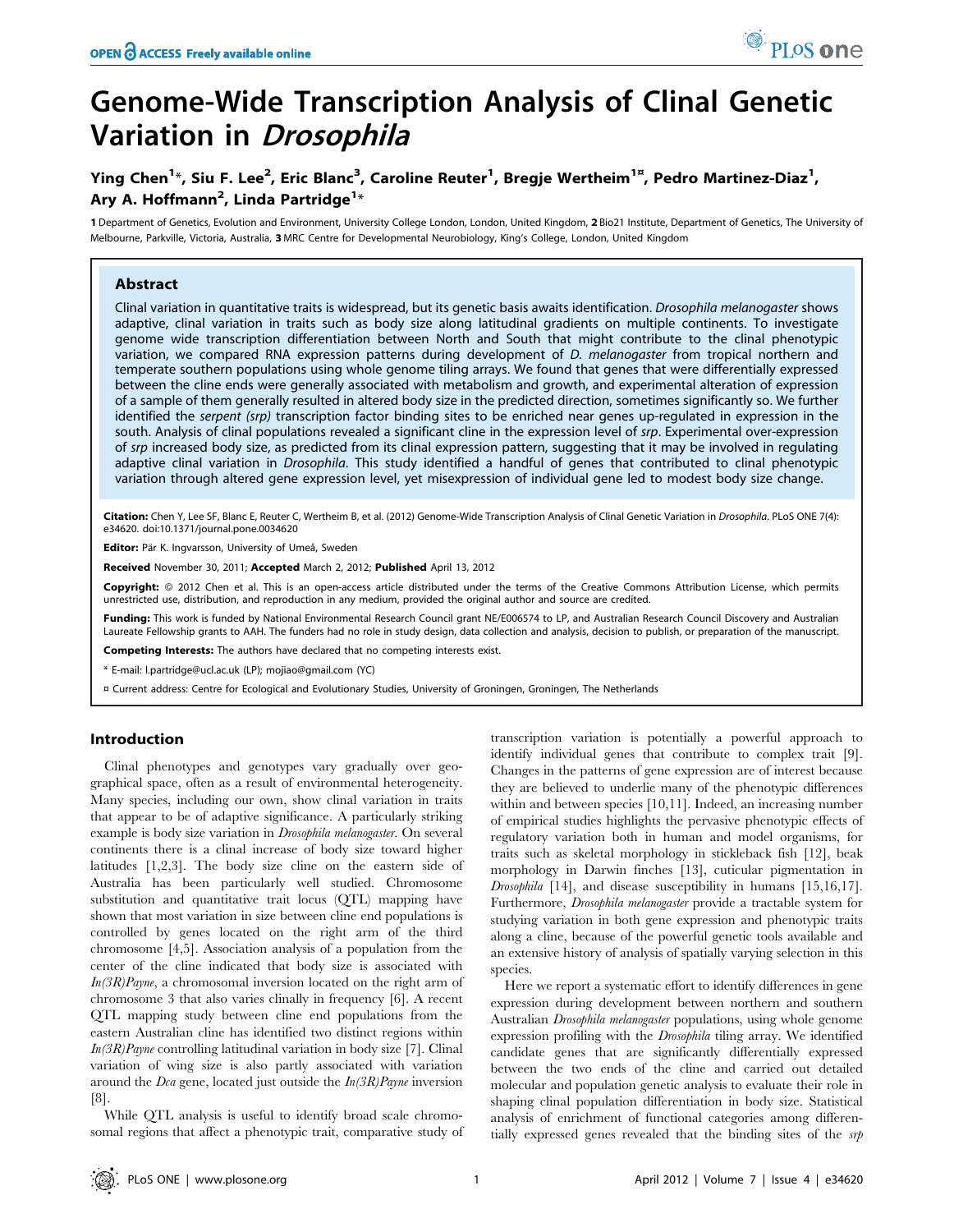# Genome-Wide Transcription Analysis of Clinal Genetic Variation in *Drosophila*

**Ying Chen[1]*, Siu F. Lee[2], Eric Blanc[3], Caroline Reuter[1], Bregje Wertheim[1¤], Pedro Martinez-Diaz[1], Ary A. Hoffmann[2], Linda Partridge[1]***

**1** Department of Genetics, Evolution and Environment, University College London, London, United Kingdom, **2** Bio21 Institute, Department of Genetics, The University of Melbourne, Parkville, Victoria, Australia, **3** MRC Centre for Developmental Neurobiology, King's College, London, United Kingdom

## Abstract

Clinal variation in quantitative traits is widespread, but its genetic basis awaits identification. *Drosophila melanogaster* shows adaptive, clinal variation in traits such as body size along latitudinal gradients on multiple continents. To investigate genome wide transcription differentiation between North and South that might contribute to the clinal phenotypic variation, we compared RNA expression patterns during development of *D. melanogaster* from tropical northern and temperate southern populations using whole genome tiling arrays. We found that genes that were differentially expressed between the cline ends were generally associated with metabolism and growth, and experimental alteration of expression of a sample of them generally resulted in altered body size in the predicted direction, sometimes significantly so. We further identified the *serpent (srp)* transcription factor binding sites to be enriched near genes up-regulated in expression in the south. Analysis of clinal populations revealed a significant cline in the expression level of *srp*. Experimental over-expression of *srp* increased body size, as predicted from its clinal expression pattern, suggesting that it may be involved in regulating adaptive clinal variation in *Drosophila*. This study identified a handful of genes that contributed to clinal phenotypic variation through altered gene expression level, yet misexpression of individual gene led to modest body size change.

**Citation:** Chen Y, Lee SF, Blanc E, Reuter C, Wertheim B, et al. (2012) Genome-Wide Transcription Analysis of Clinal Genetic Variation in *Drosophila*. PLoS ONE 7(4): e34620. doi:10.1371/journal.pone.0034620

**Editor:** Pär K. Ingvarsson, University of Umeå, Sweden

**Received** November 30, 2011; **Accepted** March 2, 2012; **Published** April 13, 2012

**Copyright:** © 2012 Chen et al. This is an open-access article distributed under the terms of the Creative Commons Attribution License, which permits unrestricted use, distribution, and reproduction in any medium, provided the original author and source are credited.

**Funding:** This work is funded by National Environmental Research Council grant NE/E006574 to LP, and Australian Research Council Discovery and Australian Laureate Fellowship grants to AAH. The funders had no role in study design, data collection and analysis, decision to publish, or preparation of the manuscript.

**Competing Interests:** The authors have declared that no competing interests exist.

* E-mail: l.partridge@ucl.ac.uk (LP); mojiao@gmail.com (YC)

¤ Current address: Centre for Ecological and Evolutionary Studies, University of Groningen, Groningen, The Netherlands

## Introduction

Clinal phenotypes and genotypes vary gradually over geographical space, often as a result of environmental heterogeneity. Many species, including our own, show clinal variation in traits that appear to be of adaptive significance. A particularly striking example is body size variation in *Drosophila melanogaster*. On several continents there is a clinal increase of body size toward higher latitudes [1,2,3]. The body size cline on the eastern side of Australia has been particularly well studied. Chromosome substitution and quantitative trait locus (QTL) mapping have shown that most variation in size between cline end populations is controlled by genes located on the right arm of the third chromosome [4,5]. Association analysis of a population from the center of the cline indicated that body size is associated with *In(3R)Payne*, a chromosomal inversion located on the right arm of chromosome 3 that also varies clinally in frequency [6]. A recent QTL mapping study between cline end populations from the eastern Australian cline has identified two distinct regions within *In(3R)Payne* controlling latitudinal variation in body size [7]. Clinal variation of wing size is also partly associated with variation around the *Dca* gene, located just outside the *In(3R)Payne* inversion [8].

While QTL analysis is useful to identify broad scale chromosomal regions that affect a phenotypic trait, comparative study of transcription variation is potentially a powerful approach to identify individual genes that contribute to complex trait [9]. Changes in the patterns of gene expression are of interest because they are believed to underlie many of the phenotypic differences within and between species [10,11]. Indeed, an increasing number of empirical studies highlights the pervasive phenotypic effects of regulatory variation both in human and model organisms, for traits such as skeletal morphology in stickleback fish [12], beak morphology in Darwin finches [13], cuticular pigmentation in *Drosophila* [14], and disease susceptibility in humans [15,16,17]. Furthermore, *Drosophila melanogaster* provide a tractable system for studying variation in both gene expression and phenotypic traits along a cline, because of the powerful genetic tools available and an extensive history of analysis of spatially varying selection in this species.

Here we report a systematic effort to identify differences in gene expression during development between northern and southern Australian *Drosophila melanogaster* populations, using whole genome expression profiling with the *Drosophila* tiling array. We identified candidate genes that are significantly differentially expressed between the two ends of the cline and carried out detailed molecular and population genetic analysis to evaluate their role in shaping clinal population differentiation in body size. Statistical analysis of enrichment of functional categories among differentially expressed genes revealed that the binding sites of the *srp*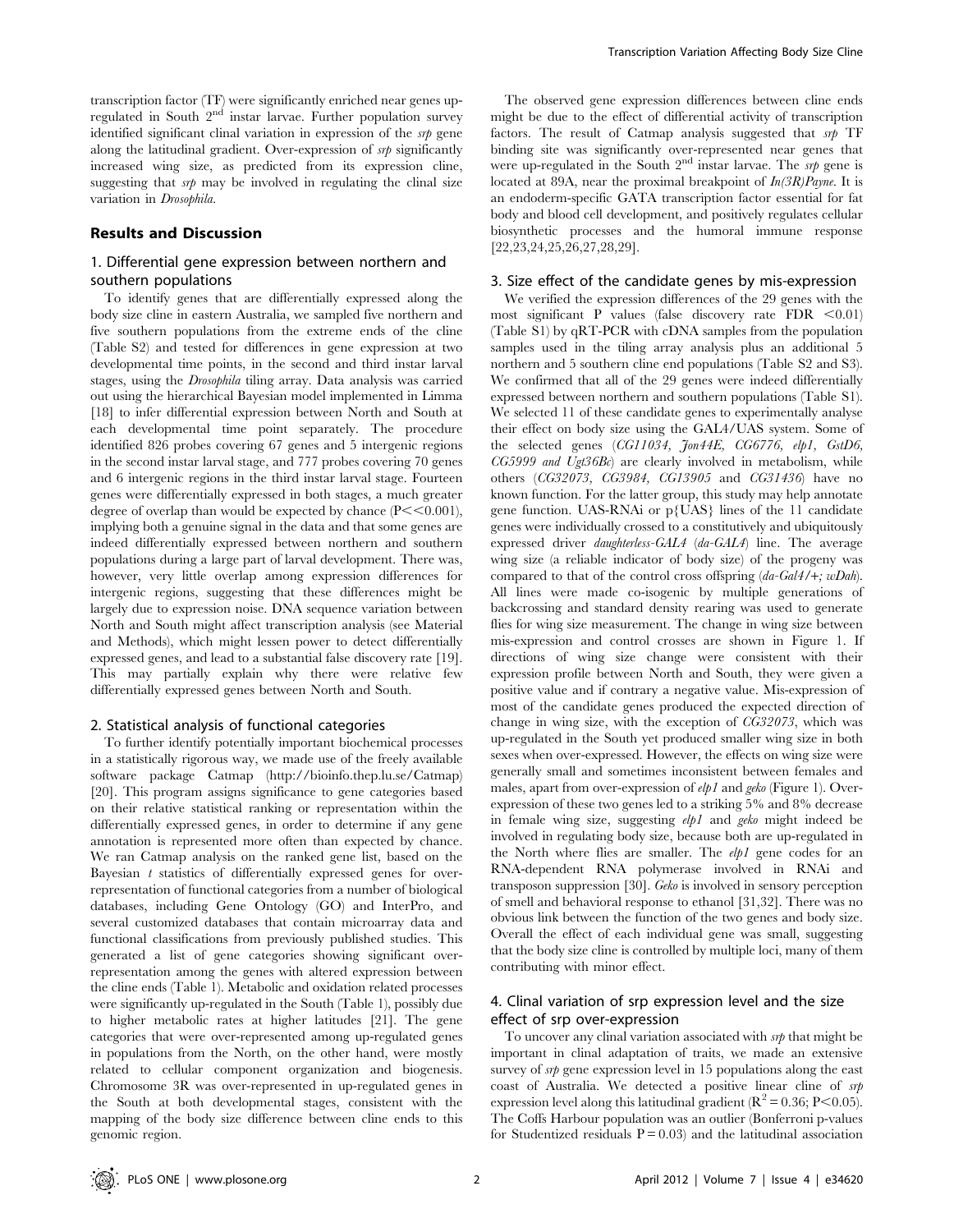transcription factor (TF) were significantly enriched near genes up-regulated in South 2nd instar larvae. Further population survey identified significant clinal variation in expression of the *srp* gene along the latitudinal gradient. Over-expression of *srp* significantly increased wing size, as predicted from its expression cline, suggesting that *srp* may be involved in regulating the clinal size variation in *Drosophila*.

## Results and Discussion

### 1. Differential gene expression between northern and southern populations

To identify genes that are differentially expressed along the body size cline in eastern Australia, we sampled five northern and five southern populations from the extreme ends of the cline (Table S2) and tested for differences in gene expression at two developmental time points, in the second and third instar larval stages, using the *Drosophila* tiling array. Data analysis was carried out using the hierarchical Bayesian model implemented in Limma [18] to infer differential expression between North and South at each developmental time point separately. The procedure identified 826 probes covering 67 genes and 5 intergenic regions in the second instar larval stage, and 777 probes covering 70 genes and 6 intergenic regions in the third instar larval stage. Fourteen genes were differentially expressed in both stages, a much greater degree of overlap than would be expected by chance ($P \ll 0.001$), implying both a genuine signal in the data and that some genes are indeed differentially expressed between northern and southern populations during a large part of larval development. There was, however, very little overlap among expression differences for intergenic regions, suggesting that these differences might be largely due to expression noise. DNA sequence variation between North and South might affect transcription analysis (see Material and Methods), which might lessen power to detect differentially expressed genes, and lead to a substantial false discovery rate [19]. This may partially explain why there were relative few differentially expressed genes between North and South.

### 2. Statistical analysis of functional categories

To further identify potentially important biochemical processes in a statistically rigorous way, we made use of the freely available software package Catmap (http://bioinfo.thep.lu.se/Catmap) [20]. This program assigns significance to gene categories based on their relative statistical ranking or representation within the differentially expressed genes, in order to determine if any gene annotation is represented more often than expected by chance. We ran Catmap analysis on the ranked gene list, based on the Bayesian *t* statistics of differentially expressed genes for over-representation of functional categories from a number of biological databases, including Gene Ontology (GO) and InterPro, and several customized databases that contain microarray data and functional classifications from previously published studies. This generated a list of gene categories showing significant over-representation among the genes with altered expression between the cline ends (Table 1). Metabolic and oxidation related processes were significantly up-regulated in the South (Table 1), possibly due to higher metabolic rates at higher latitudes [21]. The gene categories that were over-represented among up-regulated genes in populations from the North, on the other hand, were mostly related to cellular component organization and biogenesis. Chromosome 3R was over-represented in up-regulated genes in the South at both developmental stages, consistent with the mapping of the body size difference between cline ends to this genomic region.

The observed gene expression differences between cline ends might be due to the effect of differential activity of transcription factors. The result of Catmap analysis suggested that *srp* TF binding site was significantly over-represented near genes that were up-regulated in the South 2nd instar larvae. The *srp* gene is located at 89A, near the proximal breakpoint of *In(3R)Payne*. It is an endoderm-specific GATA transcription factor essential for fat body and blood cell development, and positively regulates cellular biosynthetic processes and the humoral immune response [22,23,24,25,26,27,28,29].

### 3. Size effect of the candidate genes by mis-expression

We verified the expression differences of the 29 genes with the most significant P values (false discovery rate FDR $<0.01$) (Table S1) by qRT-PCR with cDNA samples from the population samples used in the tiling array analysis plus an additional 5 northern and 5 southern cline end populations (Table S2 and S3). We confirmed that all of the 29 genes were indeed differentially expressed between northern and southern populations (Table S1). We selected 11 of these candidate genes to experimentally analyse their effect on body size using the GAL4/UAS system. Some of the selected genes (*CG11034, Jon44E, CG6776, elp1, GstD6, CG5999 and Ugt36Bc*) are clearly involved in metabolism, while others (*CG32073, CG3984, CG13905* and *CG31436*) have no known function. For the latter group, this study may help annotate gene function. UAS-RNAi or p{UAS} lines of the 11 candidate genes were individually crossed to a constitutively and ubiquitously expressed driver *daughterless-GAL4* (*da-GAL4*) line. The average wing size (a reliable indicator of body size) of the progeny was compared to that of the control cross offspring (*da-Gal4/+; wDah*). All lines were made co-isogenic by multiple generations of backcrossing and standard density rearing was used to generate flies for wing size measurement. The change in wing size between mis-expression and control crosses are shown in Figure 1. If directions of wing size change were consistent with their expression profile between North and South, they were given a positive value and if contrary a negative value. Mis-expression of most of the candidate genes produced the expected direction of change in wing size, with the exception of *CG32073*, which was up-regulated in the South yet produced smaller wing size in both sexes when over-expressed. However, the effects on wing size were generally small and sometimes inconsistent between females and males, apart from over-expression of *elp1* and *geko* (Figure 1). Over-expression of these two genes led to a striking 5% and 8% decrease in female wing size, suggesting *elp1* and *geko* might indeed be involved in regulating body size, because both are up-regulated in the North where flies are smaller. The *elp1* gene codes for an RNA-dependent RNA polymerase involved in RNAi and transposon suppression [30]. *Geko* is involved in sensory perception of smell and behavioral response to ethanol [31,32]. There was no obvious link between the function of the two genes and body size. Overall the effect of each individual gene was small, suggesting that the body size cline is controlled by multiple loci, many of them contributing with minor effect.

### 4. Clinal variation of srp expression level and the size effect of srp over-expression

To uncover any clinal variation associated with *srp* that might be important in clinal adaptation of traits, we made an extensive survey of *srp* gene expression level in 15 populations along the east coast of Australia. We detected a positive linear cline of *srp* expression level along this latitudinal gradient ($R^2 = 0.36$; $P<0.05$). The Coffs Harbour population was an outlier (Bonferroni p-values for Studentized residuals $P = 0.03$) and the latitudinal association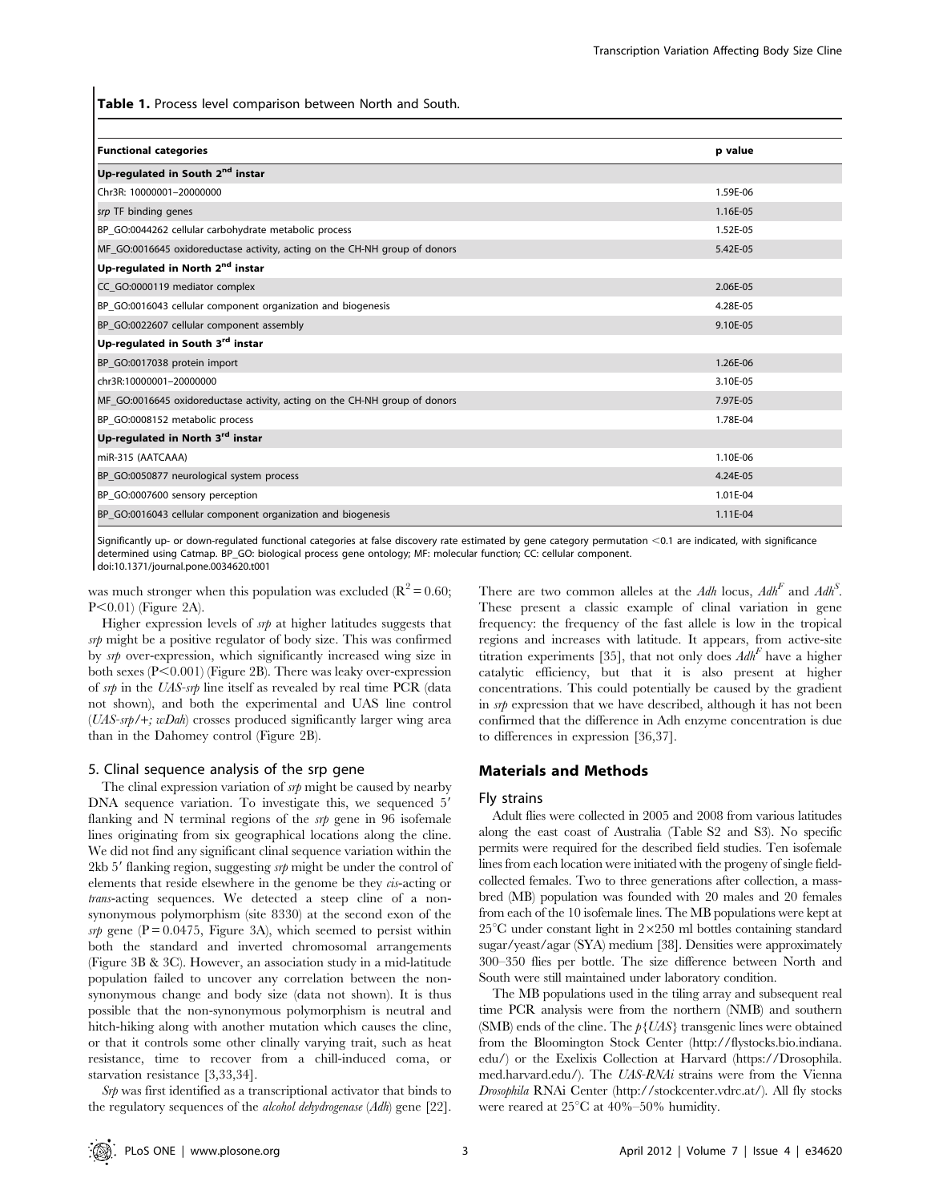**Table 1.** Process level comparison between North and South.

| Functional categories | p value |
|---|---|
| **Up-regulated in South 2nd instar** | |
| Chr3R: 10000001–20000000 | 1.59E-06 |
| *srp* TF binding genes | 1.16E-05 |
| BP_GO:0044262 cellular carbohydrate metabolic process | 1.52E-05 |
| MF_GO:0016645 oxidoreductase activity, acting on the CH-NH group of donors | 5.42E-05 |
| **Up-regulated in North 2nd instar** | |
| CC_GO:0000119 mediator complex | 2.06E-05 |
| BP_GO:0016043 cellular component organization and biogenesis | 4.28E-05 |
| BP_GO:0022607 cellular component assembly | 9.10E-05 |
| **Up-regulated in South 3rd instar** | |
| BP_GO:0017038 protein import | 1.26E-06 |
| chr3R:10000001–20000000 | 3.10E-05 |
| MF_GO:0016645 oxidoreductase activity, acting on the CH-NH group of donors | 7.97E-05 |
| BP_GO:0008152 metabolic process | 1.78E-04 |
| **Up-regulated in North 3rd instar** | |
| miR-315 (AATCAAA) | 1.10E-06 |
| BP_GO:0050877 neurological system process | 4.24E-05 |
| BP_GO:0007600 sensory perception | 1.01E-04 |
| BP_GO:0016043 cellular component organization and biogenesis | 1.11E-04 |

Significantly up- or down-regulated functional categories at false discovery rate estimated by gene category permutation <0.1 are indicated, with significance determined using Catmap. BP_GO: biological process gene ontology; MF: molecular function; CC: cellular component.
doi:10.1371/journal.pone.0034620.t001

was much stronger when this population was excluded ($R^2 = 0.60$; $P < 0.01$) (Figure 2A).

Higher expression levels of *srp* at higher latitudes suggests that *srp* might be a positive regulator of body size. This was confirmed by *srp* over-expression, which significantly increased wing size in both sexes ($P < 0.001$) (Figure 2B). There was leaky over-expression of *srp* in the *UAS-srp* line itself as revealed by real time PCR (data not shown), and both the experimental and UAS line control (*UAS-srp/+; wDah*) crosses produced significantly larger wing area than in the Dahomey control (Figure 2B).

### 5. Clinal sequence analysis of the srp gene

The clinal expression variation of *srp* might be caused by nearby DNA sequence variation. To investigate this, we sequenced 5′ flanking and N terminal regions of the *srp* gene in 96 isofemale lines originating from six geographical locations along the cline. We did not find any significant clinal sequence variation within the 2kb 5′ flanking region, suggesting *srp* might be under the control of elements that reside elsewhere in the genome be they *cis*-acting or *trans*-acting sequences. We detected a steep cline of a non-synonymous polymorphism (site 8330) at the second exon of the *srp* gene ($P = 0.0475$, Figure 3A), which seemed to persist within both the standard and inverted chromosomal arrangements (Figure 3B & 3C). However, an association study in a mid-latitude population failed to uncover any correlation between the non-synonymous change and body size (data not shown). It is thus possible that the non-synonymous polymorphism is neutral and hitch-hiking along with another mutation which causes the cline, or that it controls some other clinally varying trait, such as heat resistance, time to recover from a chill-induced coma, or starvation resistance [3,33,34].

*Srp* was first identified as a transcriptional activator that binds to the regulatory sequences of the *alcohol dehydrogenase* (*Adh*) gene [22]. There are two common alleles at the *Adh* locus, $Adh^F$ and $Adh^S$. These present a classic example of clinal variation in gene frequency: the frequency of the fast allele is low in the tropical regions and increases with latitude. It appears, from active-site titration experiments [35], that not only does $Adh^F$ have a higher catalytic efficiency, but that it is also present at higher concentrations. This could potentially be caused by the gradient in *srp* expression that we have described, although it has not been confirmed that the difference in Adh enzyme concentration is due to differences in expression [36,37].

## Materials and Methods

### Fly strains

Adult flies were collected in 2005 and 2008 from various latitudes along the east coast of Australia (Table S2 and S3). No specific permits were required for the described field studies. Ten isofemale lines from each location were initiated with the progeny of single field-collected females. Two to three generations after collection, a mass-bred (MB) population was founded with 20 males and 20 females from each of the 10 isofemale lines. The MB populations were kept at 25°C under constant light in 2×250 ml bottles containing standard sugar/yeast/agar (SYA) medium [38]. Densities were approximately 300–350 flies per bottle. The size difference between North and South were still maintained under laboratory condition.

The MB populations used in the tiling array and subsequent real time PCR analysis were from the northern (NMB) and southern (SMB) ends of the cline. The *p{UAS}* transgenic lines were obtained from the Bloomington Stock Center (http://flystocks.bio.indiana.edu/) or the Exelixis Collection at Harvard (https://Drosophila.med.harvard.edu/). The *UAS-RNAi* strains were from the Vienna *Drosophila* RNAi Center (http://stockcenter.vdrc.at/). All fly stocks were reared at 25°C at 40%–50% humidity.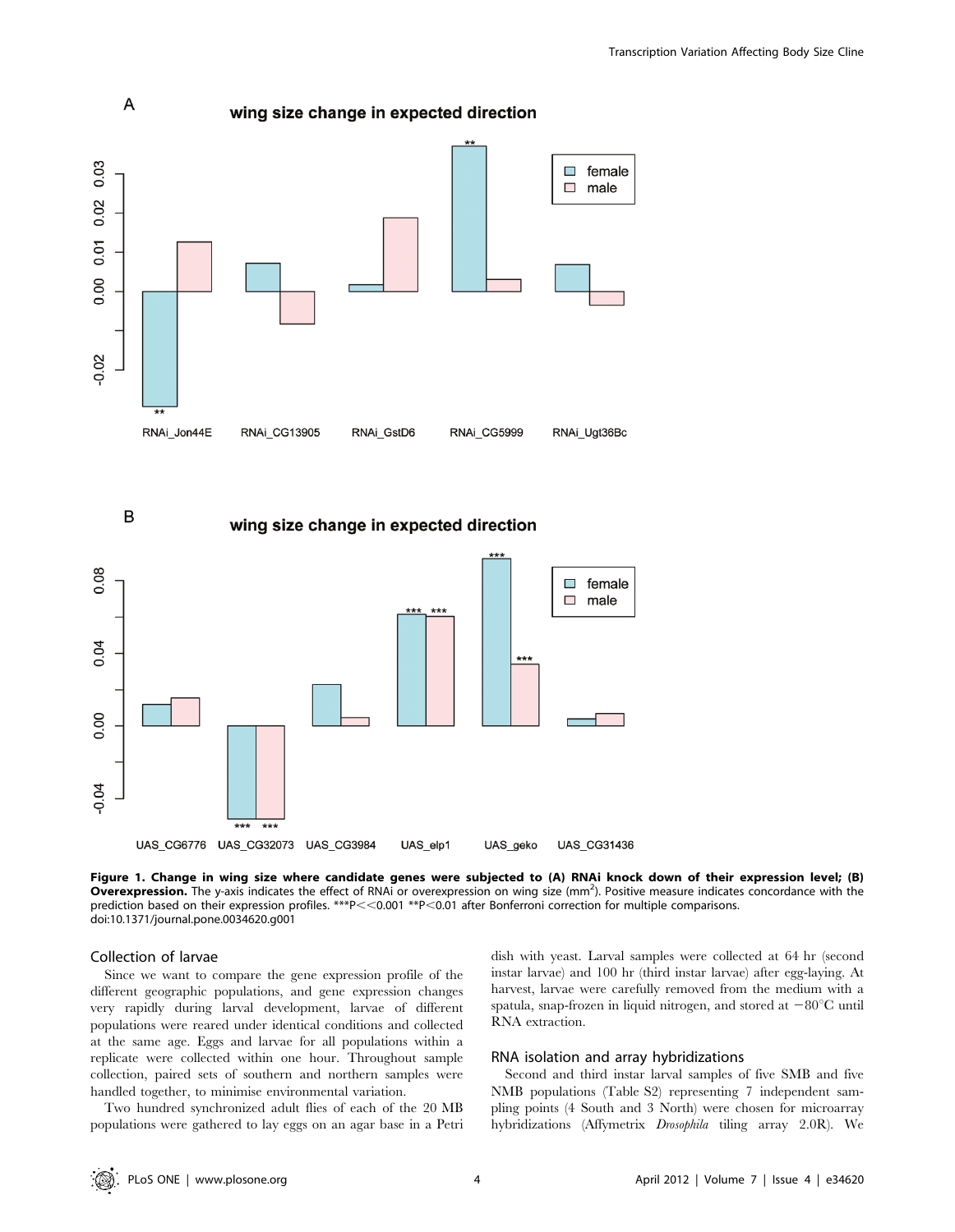**Figure 1. Change in wing size where candidate genes were subjected to (A) RNAi knock down of their expression level; (B) Overexpression.** The y-axis indicates the effect of RNAi or overexpression on wing size ($mm^2$). Positive measure indicates concordance with the prediction based on their expression profiles. ***P<<0.001 **P<0.01 after Bonferroni correction for multiple comparisons.
doi:10.1371/journal.pone.0034620.g001

### Collection of larvae

Since we want to compare the gene expression profile of the different geographic populations, and gene expression changes very rapidly during larval development, larvae of different populations were reared under identical conditions and collected at the same age. Eggs and larvae for all populations within a replicate were collected within one hour. Throughout sample collection, paired sets of southern and northern samples were handled together, to minimise environmental variation.

Two hundred synchronized adult flies of each of the 20 MB populations were gathered to lay eggs on an agar base in a Petri dish with yeast. Larval samples were collected at 64 hr (second instar larvae) and 100 hr (third instar larvae) after egg-laying. At harvest, larvae were carefully removed from the medium with a spatula, snap-frozen in liquid nitrogen, and stored at −80°C until RNA extraction.

### RNA isolation and array hybridizations

Second and third instar larval samples of five SMB and five NMB populations (Table S2) representing 7 independent sampling points (4 South and 3 North) were chosen for microarray hybridizations (Affymetrix *Drosophila* tiling array 2.0R). We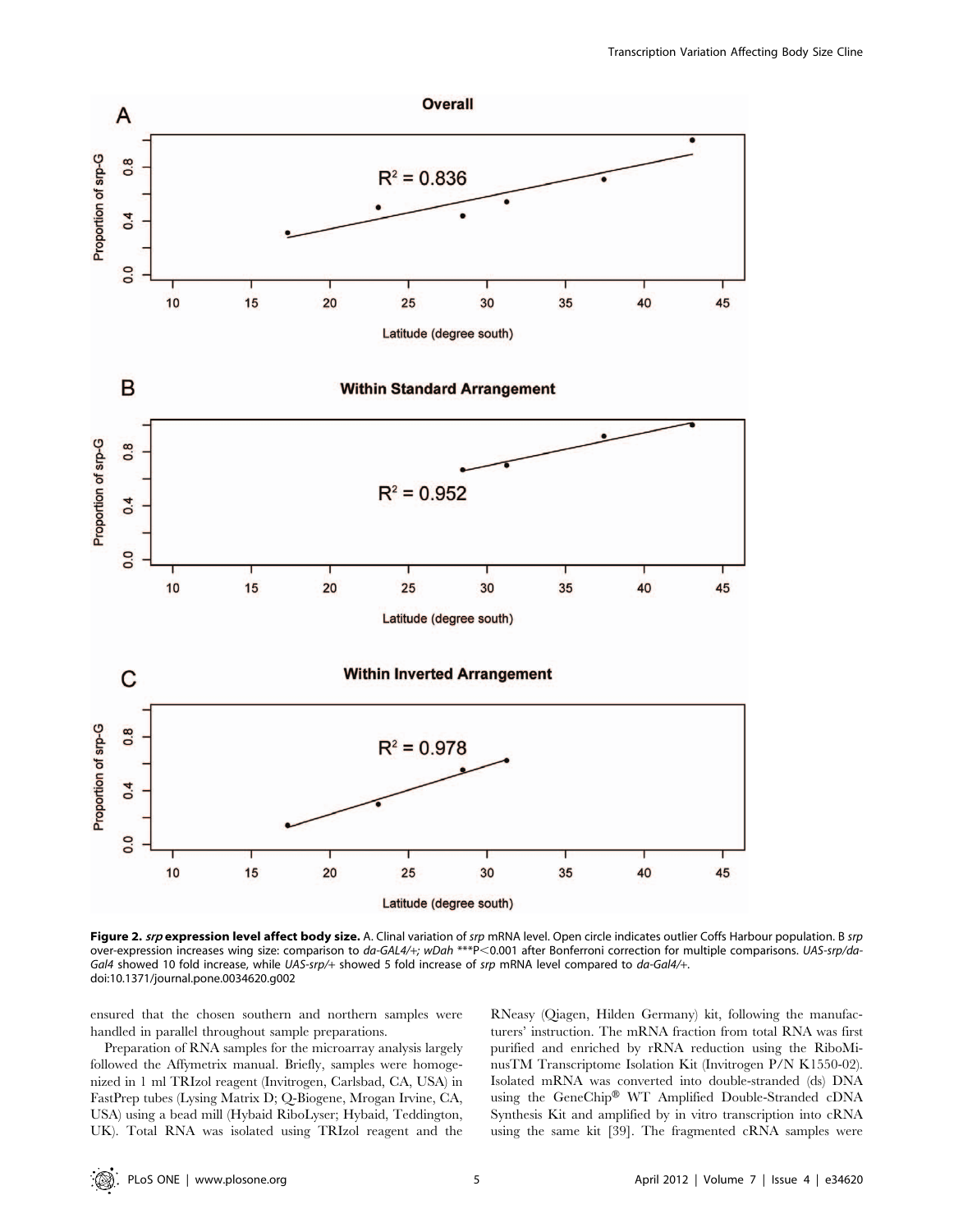**Figure 2. *srp* expression level affect body size.** A. Clinal variation of *srp* mRNA level. Open circle indicates outlier Coffs Harbour population. B *srp* over-expression increases wing size: comparison to *da-GAL4/+; wDah* ***P<0.001 after Bonferroni correction for multiple comparisons. *UAS-srp/da-Gal4* showed 10 fold increase, while *UAS-srp/+* showed 5 fold increase of *srp* mRNA level compared to *da-Gal4/+*.
doi:10.1371/journal.pone.0034620.g002

ensured that the chosen southern and northern samples were handled in parallel throughout sample preparations.

Preparation of RNA samples for the microarray analysis largely followed the Affymetrix manual. Briefly, samples were homogenized in 1 ml TRIzol reagent (Invitrogen, Carlsbad, CA, USA) in FastPrep tubes (Lysing Matrix D; Q-Biogene, Mrogan Irvine, CA, USA) using a bead mill (Hybaid RiboLyser; Hybaid, Teddington, UK). Total RNA was isolated using TRIzol reagent and the RNeasy (Qiagen, Hilden Germany) kit, following the manufacturers' instruction. The mRNA fraction from total RNA was first purified and enriched by rRNA reduction using the RiboMinusTM Transcriptome Isolation Kit (Invitrogen P/N K1550-02). Isolated mRNA was converted into double-stranded (ds) DNA using the GeneChip® WT Amplified Double-Stranded cDNA Synthesis Kit and amplified by in vitro transcription into cRNA using the same kit [39]. The fragmented cRNA samples were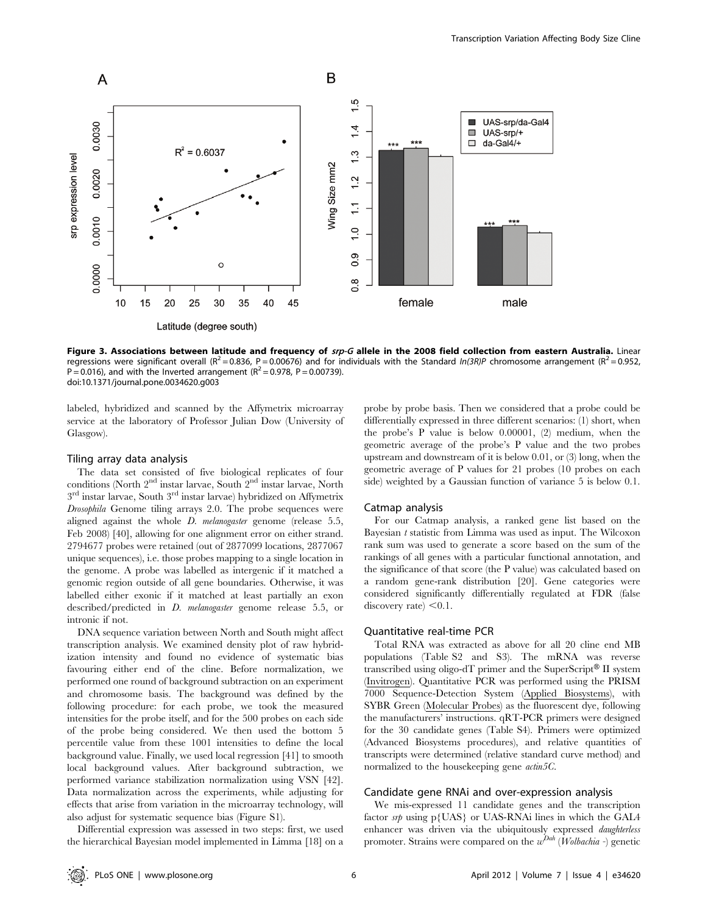**Figure 3. Associations between latitude and frequency of *srp-G* allele in the 2008 field collection from eastern Australia.** Linear regressions were significant overall ($R^2 = 0.836$, $P = 0.00676$) and for individuals with the Standard *In(3R)P* chromosome arrangement ($R^2 = 0.952$, $P = 0.016$), and with the Inverted arrangement ($R^2 = 0.978$, $P = 0.00739$).
doi:10.1371/journal.pone.0034620.g003

labeled, hybridized and scanned by the Affymetrix microarray service at the laboratory of Professor Julian Dow (University of Glasgow).

### Tiling array data analysis

The data set consisted of five biological replicates of four conditions (North 2[nd] instar larvae, South 2[nd] instar larvae, North 3[rd] instar larvae, South 3[rd] instar larvae) hybridized on Affymetrix *Drosophila* Genome tiling arrays 2.0. The probe sequences were aligned against the whole *D. melanogaster* genome (release 5.5, Feb 2008) [40], allowing for one alignment error on either strand. 2794677 probes were retained (out of 2877099 locations, 2877067 unique sequences), i.e. those probes mapping to a single location in the genome. A probe was labelled as intergenic if it matched a genomic region outside of all gene boundaries. Otherwise, it was labelled either exonic if it matched at least partially an exon described/predicted in *D. melanogaster* genome release 5.5, or intronic if not.

DNA sequence variation between North and South might affect transcription analysis. We examined density plot of raw hybridization intensity and found no evidence of systematic bias favouring either end of the cline. Before normalization, we performed one round of background subtraction on an experiment and chromosome basis. The background was defined by the following procedure: for each probe, we took the measured intensities for the probe itself, and for the 500 probes on each side of the probe being considered. We then used the bottom 5 percentile value from these 1001 intensities to define the local background value. Finally, we used local regression [41] to smooth local background values. After background subtraction, we performed variance stabilization normalization using VSN [42]. Data normalization across the experiments, while adjusting for effects that arise from variation in the microarray technology, will also adjust for systematic sequence bias (Figure S1).

Differential expression was assessed in two steps: first, we used the hierarchical Bayesian model implemented in Limma [18] on a probe by probe basis. Then we considered that a probe could be differentially expressed in three different scenarios: (1) short, when the probe's P value is below 0.00001, (2) medium, when the geometric average of the probe's P value and the two probes upstream and downstream of it is below 0.01, or (3) long, when the geometric average of P values for 21 probes (10 probes on each side) weighted by a Gaussian function of variance 5 is below 0.1.

### Catmap analysis

For our Catmap analysis, a ranked gene list based on the Bayesian *t* statistic from Limma was used as input. The Wilcoxon rank sum was used to generate a score based on the sum of the rankings of all genes with a particular functional annotation, and the significance of that score (the P value) was calculated based on a random gene-rank distribution [20]. Gene categories were considered significantly differentially regulated at FDR (false discovery rate) <0.1.

### Quantitative real-time PCR

Total RNA was extracted as above for all 20 cline end MB populations (Table S2 and S3). The mRNA was reverse transcribed using oligo-dT primer and the SuperScript® II system (Invitrogen). Quantitative PCR was performed using the PRISM 7000 Sequence-Detection System (Applied Biosystems), with SYBR Green (Molecular Probes) as the fluorescent dye, following the manufacturers' instructions. qRT-PCR primers were designed for the 30 candidate genes (Table S4). Primers were optimized (Advanced Biosystems procedures), and relative quantities of transcripts were determined (relative standard curve method) and normalized to the housekeeping gene *actin5C*.

### Candidate gene RNAi and over-expression analysis

We mis-expressed 11 candidate genes and the transcription factor *srp* using p{UAS} or UAS-RNAi lines in which the GAL4 enhancer was driven via the ubiquitously expressed *daughterless* promoter. Strains were compared on the $w^{Dah}$ (*Wolbachia* -) genetic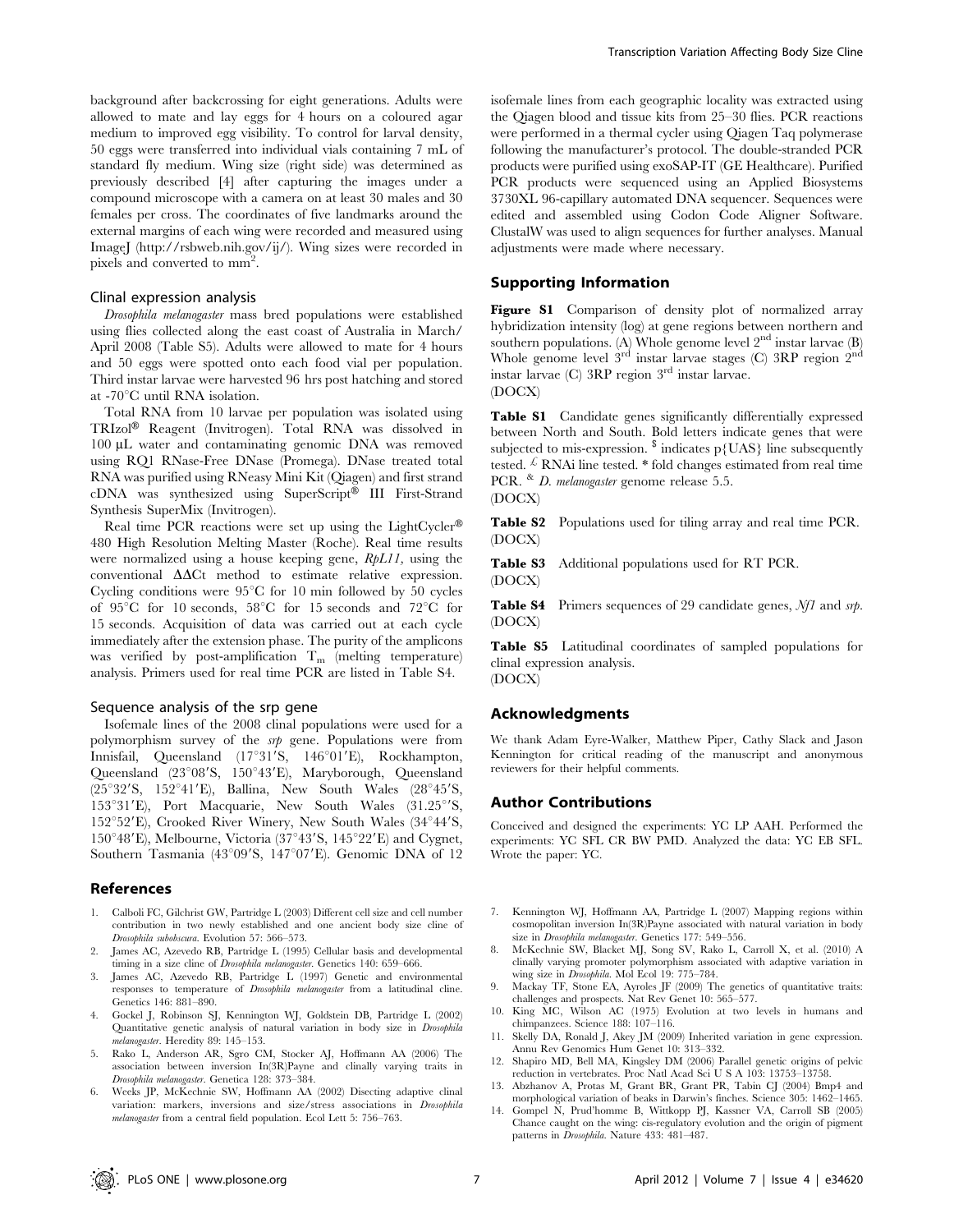background after backcrossing for eight generations. Adults were allowed to mate and lay eggs for 4 hours on a coloured agar medium to improved egg visibility. To control for larval density, 50 eggs were transferred into individual vials containing 7 mL of standard fly medium. Wing size (right side) was determined as previously described [4] after capturing the images under a compound microscope with a camera on at least 30 males and 30 females per cross. The coordinates of five landmarks around the external margins of each wing were recorded and measured using ImageJ (http://rsbweb.nih.gov/ij/). Wing sizes were recorded in pixels and converted to mm$^2$.

### Clinal expression analysis

*Drosophila melanogaster* mass bred populations were established using flies collected along the east coast of Australia in March/April 2008 (Table S5). Adults were allowed to mate for 4 hours and 50 eggs were spotted onto each food vial per population. Third instar larvae were harvested 96 hrs post hatching and stored at -70°C until RNA isolation.

Total RNA from 10 larvae per population was isolated using TRIzol® Reagent (Invitrogen). Total RNA was dissolved in 100 µL water and contaminating genomic DNA was removed using RQ1 RNase-Free DNase (Promega). DNase treated total RNA was purified using RNeasy Mini Kit (Qiagen) and first strand cDNA was synthesized using SuperScript® III First-Strand Synthesis SuperMix (Invitrogen).

Real time PCR reactions were set up using the LightCycler® 480 High Resolution Melting Master (Roche). Real time results were normalized using a house keeping gene, *RpL11*, using the conventional ΔΔCt method to estimate relative expression. Cycling conditions were 95°C for 10 min followed by 50 cycles of 95°C for 10 seconds, 58°C for 15 seconds and 72°C for 15 seconds. Acquisition of data was carried out at each cycle immediately after the extension phase. The purity of the amplicons was verified by post-amplification $T_m$ (melting temperature) analysis. Primers used for real time PCR are listed in Table S4.

### Sequence analysis of the srp gene

Isofemale lines of the 2008 clinal populations were used for a polymorphism survey of the *srp* gene. Populations were from Innisfail, Queensland (17°31′S, 146°01′E), Rockhampton, Queensland (23°08′S, 150°43′E), Maryborough, Queensland (25°32′S, 152°41′E), Ballina, New South Wales (28°45′S, 153°31′E), Port Macquarie, New South Wales (31.25°′S, 152°52′E), Crooked River Winery, New South Wales (34°44′S, 150°48′E), Melbourne, Victoria (37°43′S, 145°22′E) and Cygnet, Southern Tasmania (43°09′S, 147°07′E). Genomic DNA of 12 isofemale lines from each geographic locality was extracted using the Qiagen blood and tissue kits from 25–30 flies. PCR reactions were performed in a thermal cycler using Qiagen Taq polymerase following the manufacturer's protocol. The double-stranded PCR products were purified using exoSAP-IT (GE Healthcare). Purified PCR products were sequenced using an Applied Biosystems 3730XL 96-capillary automated DNA sequencer. Sequences were edited and assembled using Codon Code Aligner Software. ClustalW was used to align sequences for further analyses. Manual adjustments were made where necessary.

## Supporting Information

**Figure S1** Comparison of density plot of normalized array hybridization intensity (log) at gene regions between northern and southern populations. (A) Whole genome level 2$^{nd}$ instar larvae (B) Whole genome level 3$^{rd}$ instar larvae stages (C) 3RP region 2$^{nd}$ instar larvae (C) 3RP region 3$^{rd}$ instar larvae.
(DOCX)

**Table S1** Candidate genes significantly differentially expressed between North and South. Bold letters indicate genes that were subjected to mis-expression. $ indicates p{UAS} line subsequently tested. £ RNAi line tested. * fold changes estimated from real time PCR. & *D. melanogaster* genome release 5.5.
(DOCX)

**Table S2** Populations used for tiling array and real time PCR.
(DOCX)

**Table S3** Additional populations used for RT PCR.
(DOCX)

**Table S4** Primers sequences of 29 candidate genes, *Nf1* and *srp*.
(DOCX)

**Table S5** Latitudinal coordinates of sampled populations for clinal expression analysis.
(DOCX)

## Acknowledgments

We thank Adam Eyre-Walker, Matthew Piper, Cathy Slack and Jason Kennington for critical reading of the manuscript and anonymous reviewers for their helpful comments.

## Author Contributions

Conceived and designed the experiments: YC LP AAH. Performed the experiments: YC SFL CR BW PMD. Analyzed the data: YC EB SFL. Wrote the paper: YC.

## References

1. Calboli FC, Gilchrist GW, Partridge L (2003) Different cell size and cell number contribution in two newly established and one ancient body size cline of *Drosophila subobscura*. Evolution 57: 566–573.
2. James AC, Azevedo RB, Partridge L (1995) Cellular basis and developmental timing in a size cline of *Drosophila melanogaster*. Genetics 140: 659–666.
3. James AC, Azevedo RB, Partridge L (1997) Genetic and environmental responses to temperature of *Drosophila melanogaster* from a latitudinal cline. Genetics 146: 881–890.
4. Gockel J, Robinson SJ, Kennington WJ, Goldstein DB, Partridge L (2002) Quantitative genetic analysis of natural variation in body size in *Drosophila melanogaster*. Heredity 89: 145–153.
5. Rako L, Anderson AR, Sgro CM, Stocker AJ, Hoffmann AA (2006) The association between inversion In(3R)Payne and clinally varying traits in *Drosophila melanogaster*. Genetica 128: 373–384.
6. Weeks JP, McKechnie SW, Hoffmann AA (2002) Disecting adaptive clinal variation: markers, inversions and size/stress associations in *Drosophila melanogaster* from a central field population. Ecol Lett 5: 756–763.
7. Kennington WJ, Hoffmann AA, Partridge L (2007) Mapping regions within cosmopolitan inversion In(3R)Payne associated with natural variation in body size in *Drosophila melanogaster*. Genetics 177: 549–556.
8. McKechnie SW, Blacket MJ, Song SV, Rako L, Carroll X, et al. (2010) A clinally varying promoter polymorphism associated with adaptive variation in wing size in *Drosophila*. Mol Ecol 19: 775–784.
9. Mackay TF, Stone EA, Ayroles JF (2009) The genetics of quantitative traits: challenges and prospects. Nat Rev Genet 10: 565–577.
10. King MC, Wilson AC (1975) Evolution at two levels in humans and chimpanzees. Science 188: 107–116.
11. Skelly DA, Ronald J, Akey JM (2009) Inherited variation in gene expression. Annu Rev Genomics Hum Genet 10: 313–332.
12. Shapiro MD, Bell MA, Kingsley DM (2006) Parallel genetic origins of pelvic reduction in vertebrates. Proc Natl Acad Sci U S A 103: 13753–13758.
13. Abzhanov A, Protas M, Grant BR, Grant PR, Tabin CJ (2004) Bmp4 and morphological variation of beaks in Darwin's finches. Science 305: 1462–1465.
14. Gompel N, Prud'homme B, Wittkopp PJ, Kassner VA, Carroll SB (2005) Chance caught on the wing: cis-regulatory evolution and the origin of pigment patterns in *Drosophila*. Nature 433: 481–487.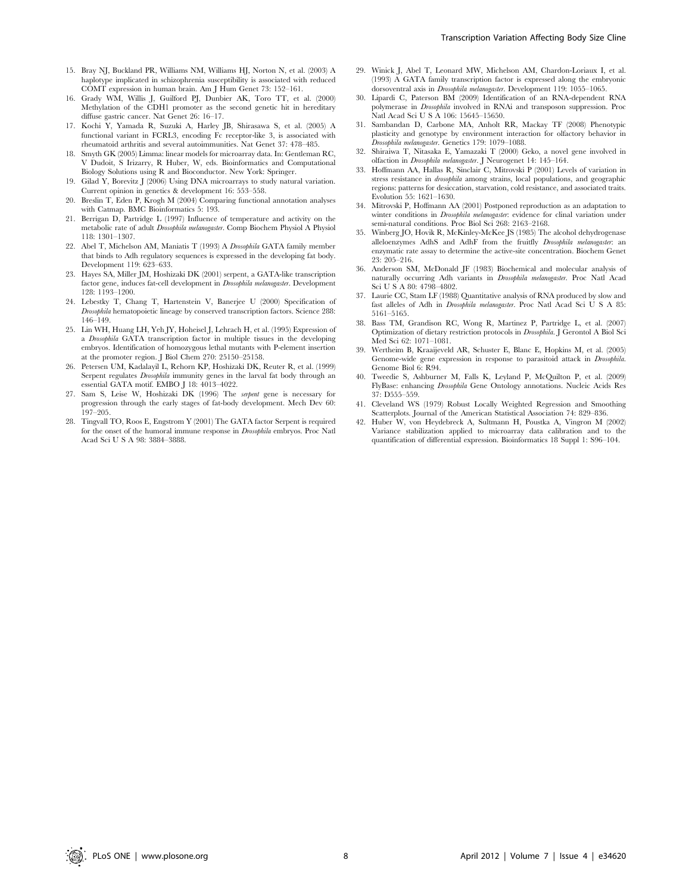15. Bray NJ, Buckland PR, Williams NM, Williams HJ, Norton N, et al. (2003) A haplotype implicated in schizophrenia susceptibility is associated with reduced COMT expression in human brain. Am J Hum Genet 73: 152–161.
16. Grady WM, Willis J, Guilford PJ, Dunbier AK, Toro TT, et al. (2000) Methylation of the CDH1 promoter as the second genetic hit in hereditary diffuse gastric cancer. Nat Genet 26: 16–17.
17. Kochi Y, Yamada R, Suzuki A, Harley JB, Shirasawa S, et al. (2005) A functional variant in FCRL3, encoding Fc receptor-like 3, is associated with rheumatoid arthritis and several autoimmunities. Nat Genet 37: 478–485.
18. Smyth GK (2005) Limma: linear models for microarray data. In: Gentleman RC, V Dudoit, S Irizarry, R Huber, W, eds. Bioinformatics and Computational Biology Solutions using R and Bioconductor. New York: Springer.
19. Gilad Y, Borevitz J (2006) Using DNA microarrays to study natural variation. Current opinion in genetics & development 16: 553–558.
20. Breslin T, Eden P, Krogh M (2004) Comparing functional annotation analyses with Catmap. BMC Bioinformatics 5: 193.
21. Berrigan D, Partridge L (1997) Influence of temperature and activity on the metabolic rate of adult *Drosophila melanogaster*. Comp Biochem Physiol A Physiol 118: 1301–1307.
22. Abel T, Michelson AM, Maniatis T (1993) A *Drosophila* GATA family member that binds to Adh regulatory sequences is expressed in the developing fat body. Development 119: 623–633.
23. Hayes SA, Miller JM, Hoshizaki DK (2001) serpent, a GATA-like transcription factor gene, induces fat-cell development in *Drosophila melanogaster*. Development 128: 1193–1200.
24. Lebestky T, Chang T, Hartenstein V, Banerjee U (2000) Specification of *Drosophila* hematopoietic lineage by conserved transcription factors. Science 288: 146–149.
25. Lin WH, Huang LH, Yeh JY, Hoheisel J, Lehrach H, et al. (1995) Expression of a *Drosophila* GATA transcription factor in multiple tissues in the developing embryos. Identification of homozygous lethal mutants with P-element insertion at the promoter region. J Biol Chem 270: 25150–25158.
26. Petersen UM, Kadalayil L, Rehorn KP, Hoshizaki DK, Reuter R, et al. (1999) Serpent regulates *Drosophila* immunity genes in the larval fat body through an essential GATA motif. EMBO J 18: 4013–4022.
27. Sam S, Leise W, Hoshizaki DK (1996) The *serpent* gene is necessary for progression through the early stages of fat-body development. Mech Dev 60: 197–205.
28. Tingvall TO, Roos E, Engstrom Y (2001) The GATA factor Serpent is required for the onset of the humoral immune response in *Drosophila* embryos. Proc Natl Acad Sci U S A 98: 3884–3888.
29. Winick J, Abel T, Leonard MW, Michelson AM, Chardon-Loriaux I, et al. (1993) A GATA family transcription factor is expressed along the embryonic dorsoventral axis in *Drosophila melanogaster*. Development 119: 1055–1065.
30. Lipardi C, Paterson BM (2009) Identification of an RNA-dependent RNA polymerase in *Drosophila* involved in RNAi and transposon suppression. Proc Natl Acad Sci U S A 106: 15645–15650.
31. Sambandan D, Carbone MA, Anholt RR, Mackay TF (2008) Phenotypic plasticity and genotype by environment interaction for olfactory behavior in *Drosophila melanogaster*. Genetics 179: 1079–1088.
32. Shiraiwa T, Nitasaka E, Yamazaki T (2000) Geko, a novel gene involved in olfaction in *Drosophila melanogaster*. J Neurogenet 14: 145–164.
33. Hoffmann AA, Hallas R, Sinclair C, Mitrovski P (2001) Levels of variation in stress resistance in *drosophila* among strains, local populations, and geographic regions: patterns for desiccation, starvation, cold resistance, and associated traits. Evolution 55: 1621–1630.
34. Mitrovski P, Hoffmann AA (2001) Postponed reproduction as an adaptation to winter conditions in *Drosophila melanogaster*: evidence for clinal variation under semi-natural conditions. Proc Biol Sci 268: 2163–2168.
35. Winberg JO, Hovik R, McKinley-McKee JS (1985) The alcohol dehydrogenase alleloenzymes AdhS and AdhF from the fruitfly *Drosophila melanogaster*: an enzymatic rate assay to determine the active-site concentration. Biochem Genet 23: 205–216.
36. Anderson SM, McDonald JF (1983) Biochemical and molecular analysis of naturally occurring Adh variants in *Drosophila melanogaster*. Proc Natl Acad Sci U S A 80: 4798–4802.
37. Laurie CC, Stam LF (1988) Quantitative analysis of RNA produced by slow and fast alleles of Adh in *Drosophila melanogaster*. Proc Natl Acad Sci U S A 85: 5161–5165.
38. Bass TM, Grandison RC, Wong R, Martinez P, Partridge L, et al. (2007) Optimization of dietary restriction protocols in *Drosophila*. J Gerontol A Biol Sci Med Sci 62: 1071–1081.
39. Wertheim B, Kraaijeveld AR, Schuster E, Blanc E, Hopkins M, et al. (2005) Genome-wide gene expression in response to parasitoid attack in *Drosophila*. Genome Biol 6: R94.
40. Tweedie S, Ashburner M, Falls K, Leyland P, McQuilton P, et al. (2009) FlyBase: enhancing *Drosophila* Gene Ontology annotations. Nucleic Acids Res 37: D555–559.
41. Cleveland WS (1979) Robust Locally Weighted Regression and Smoothing Scatterplots. Journal of the American Statistical Association 74: 829–836.
42. Huber W, von Heydebreck A, Sultmann H, Poustka A, Vingron M (2002) Variance stabilization applied to microarray data calibration and to the quantification of differential expression. Bioinformatics 18 Suppl 1: S96–104.